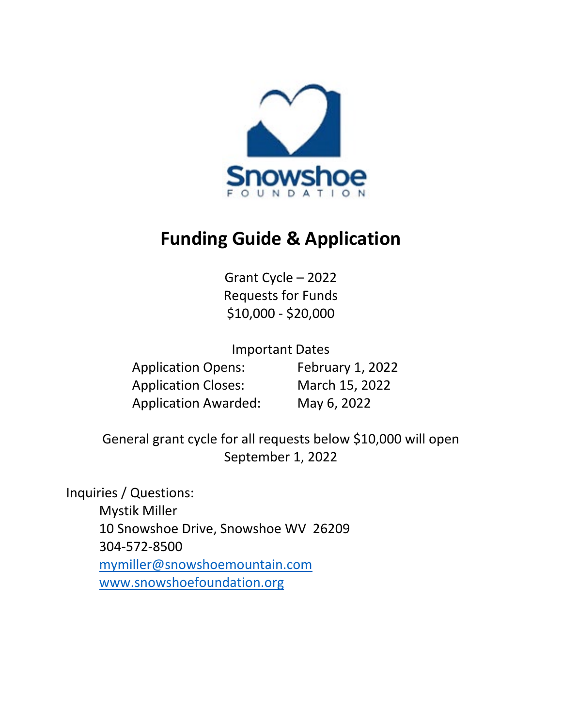Snowshoe

FOUNDATION

# Funding Guide & Application

Grant Cycle – 2022
Requests for Funds
$10,000 - $20,000

Important Dates

| | |
|---|---|
| Application Opens: | February 1, 2022 |
| Application Closes: | March 15, 2022 |
| Application Awarded: | May 6, 2022 |

General grant cycle for all requests below $10,000 will open September 1, 2022

Inquiries / Questions:

Mystik Miller
10 Snowshoe Drive, Snowshoe WV 26209
304-572-8500
mymiller@snowshoemountain.com
www.snowshoefoundation.org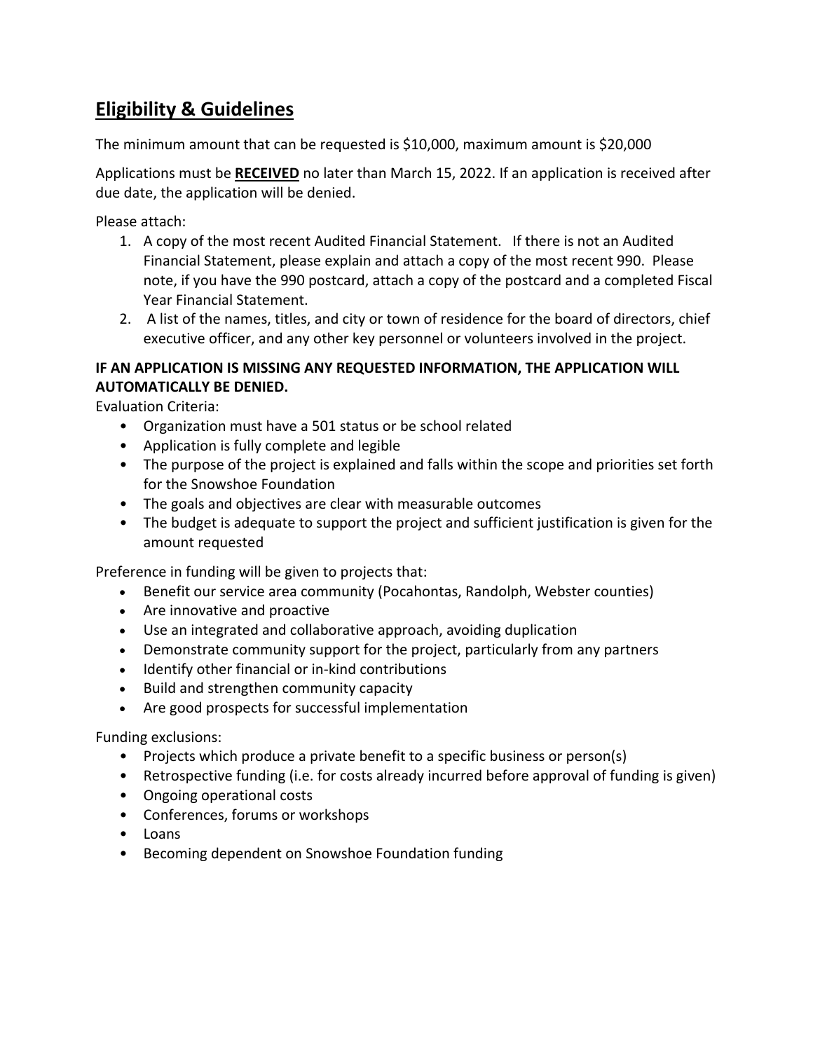## Eligibility & Guidelines

The minimum amount that can be requested is $10,000, maximum amount is $20,000

Applications must be **RECEIVED** no later than March 15, 2022. If an application is received after due date, the application will be denied.

Please attach:

1. A copy of the most recent Audited Financial Statement. If there is not an Audited Financial Statement, please explain and attach a copy of the most recent 990. Please note, if you have the 990 postcard, attach a copy of the postcard and a completed Fiscal Year Financial Statement.
2. A list of the names, titles, and city or town of residence for the board of directors, chief executive officer, and any other key personnel or volunteers involved in the project.

**IF AN APPLICATION IS MISSING ANY REQUESTED INFORMATION, THE APPLICATION WILL AUTOMATICALLY BE DENIED.**

Evaluation Criteria:

- Organization must have a 501 status or be school related
- Application is fully complete and legible
- The purpose of the project is explained and falls within the scope and priorities set forth for the Snowshoe Foundation
- The goals and objectives are clear with measurable outcomes
- The budget is adequate to support the project and sufficient justification is given for the amount requested

Preference in funding will be given to projects that:

- Benefit our service area community (Pocahontas, Randolph, Webster counties)
- Are innovative and proactive
- Use an integrated and collaborative approach, avoiding duplication
- Demonstrate community support for the project, particularly from any partners
- Identify other financial or in-kind contributions
- Build and strengthen community capacity
- Are good prospects for successful implementation

Funding exclusions:

- Projects which produce a private benefit to a specific business or person(s)
- Retrospective funding (i.e. for costs already incurred before approval of funding is given)
- Ongoing operational costs
- Conferences, forums or workshops
- Loans
- Becoming dependent on Snowshoe Foundation funding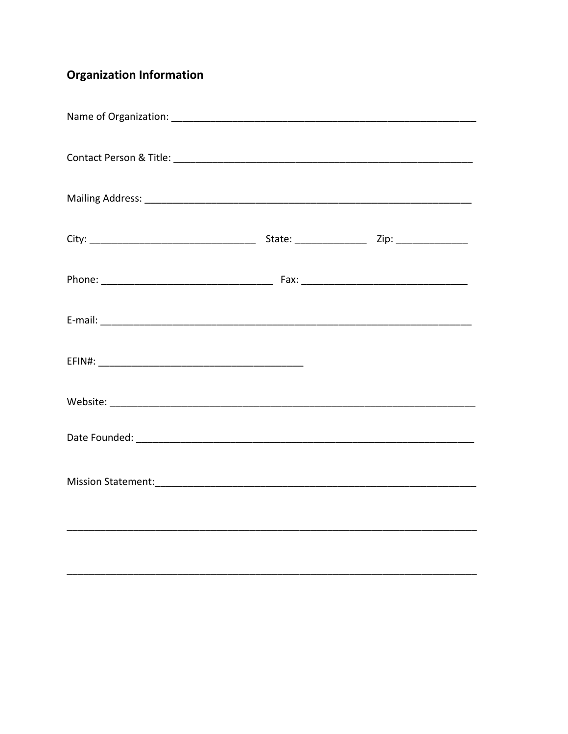## Organization Information

Name of Organization: ______________________________________________________

Contact Person & Title: _____________________________________________________

Mailing Address: _________________________________________________________

City: ____________________________ State: ____________ Zip: ____________

Phone: _____________________________ Fax: ____________________________

E-mail: ______________________________________________________________

EFIN#: ____________________________________

Website: _____________________________________________________________

Date Founded: ________________________________________________________

Mission Statement:_____________________________________________________

______________________________________________________________________

______________________________________________________________________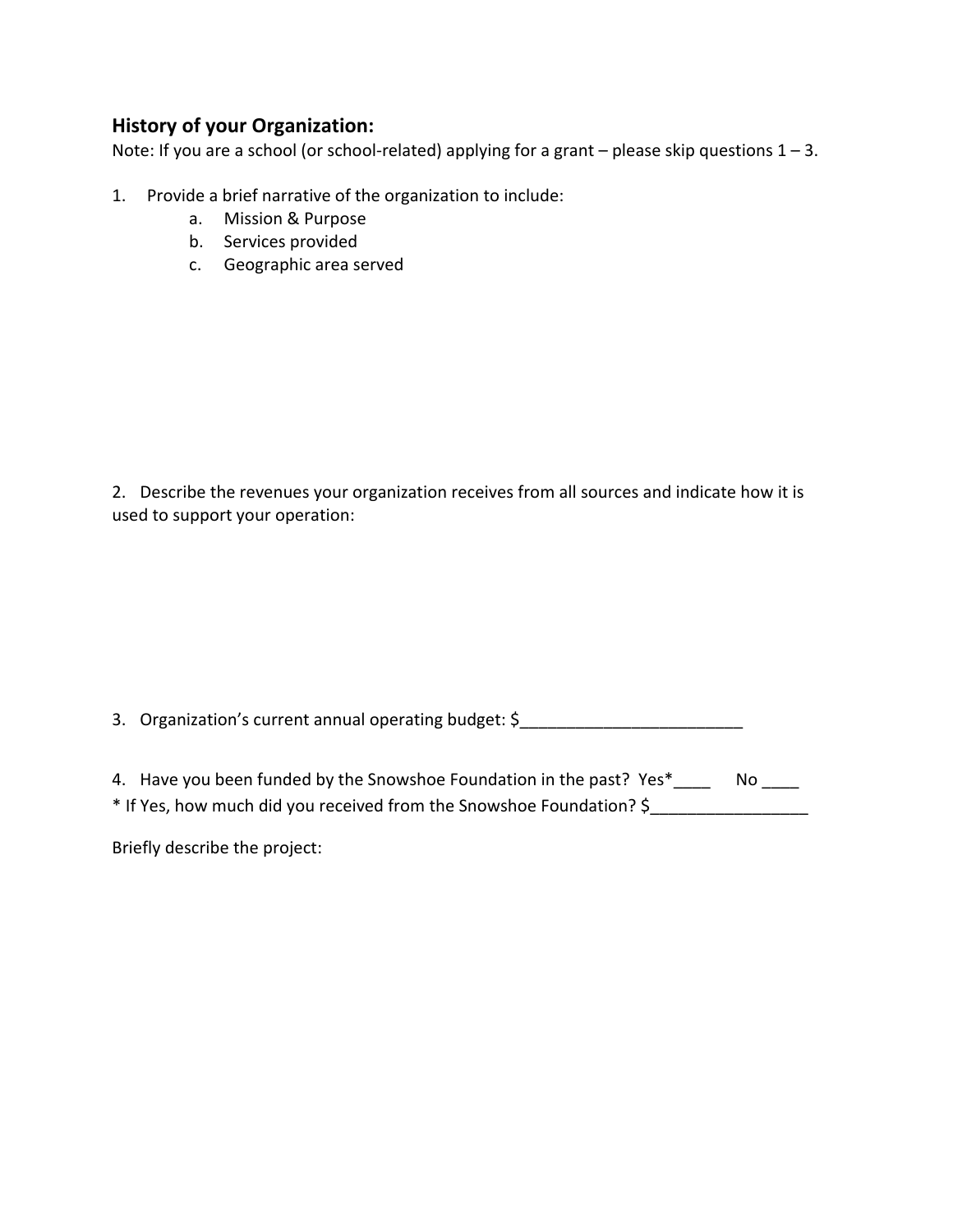## History of your Organization:

Note: If you are a school (or school-related) applying for a grant – please skip questions 1 – 3.

1. Provide a brief narrative of the organization to include:
   a. Mission & Purpose
   b. Services provided
   c. Geographic area served

2. Describe the revenues your organization receives from all sources and indicate how it is used to support your operation:

3. Organization's current annual operating budget: $________________________

4. Have you been funded by the Snowshoe Foundation in the past? Yes*____ No ____

* If Yes, how much did you received from the Snowshoe Foundation? $_________________

Briefly describe the project: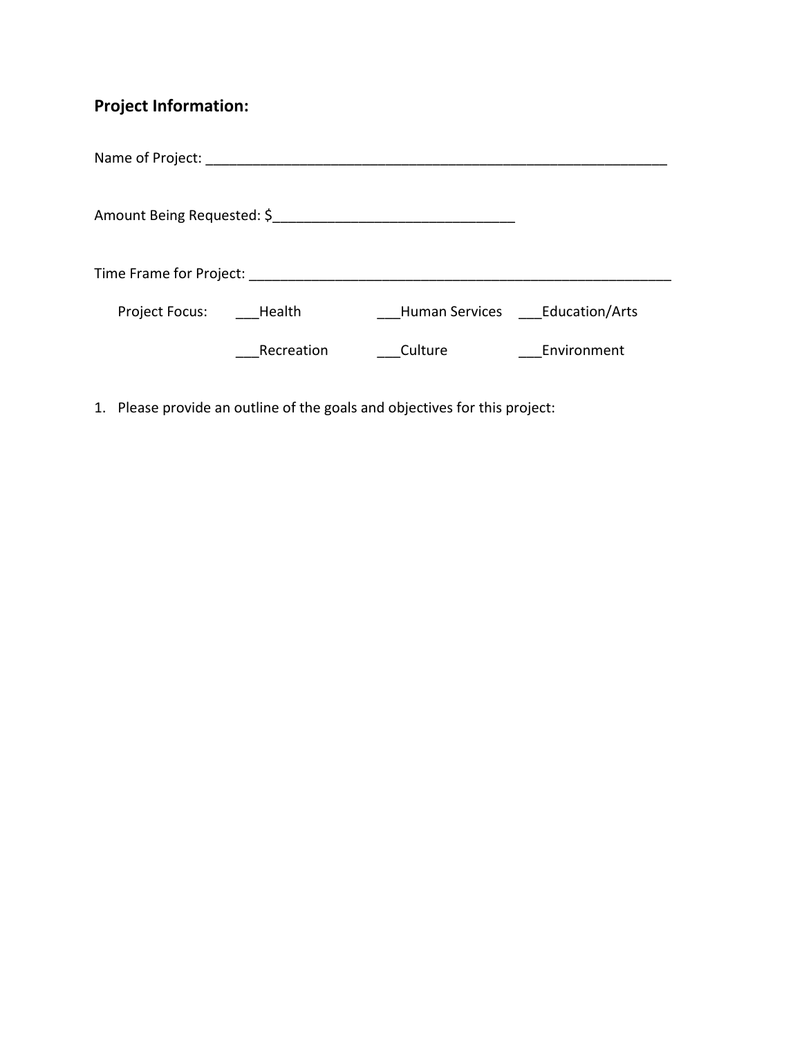**Project Information:**

Name of Project: ______________________________________________________________

Amount Being Requested: $_______________________________

Time Frame for Project: ________________________________________________________

Project Focus: ___Health ___Human Services ___Education/Arts

___Recreation ___Culture ___Environment

1. Please provide an outline of the goals and objectives for this project: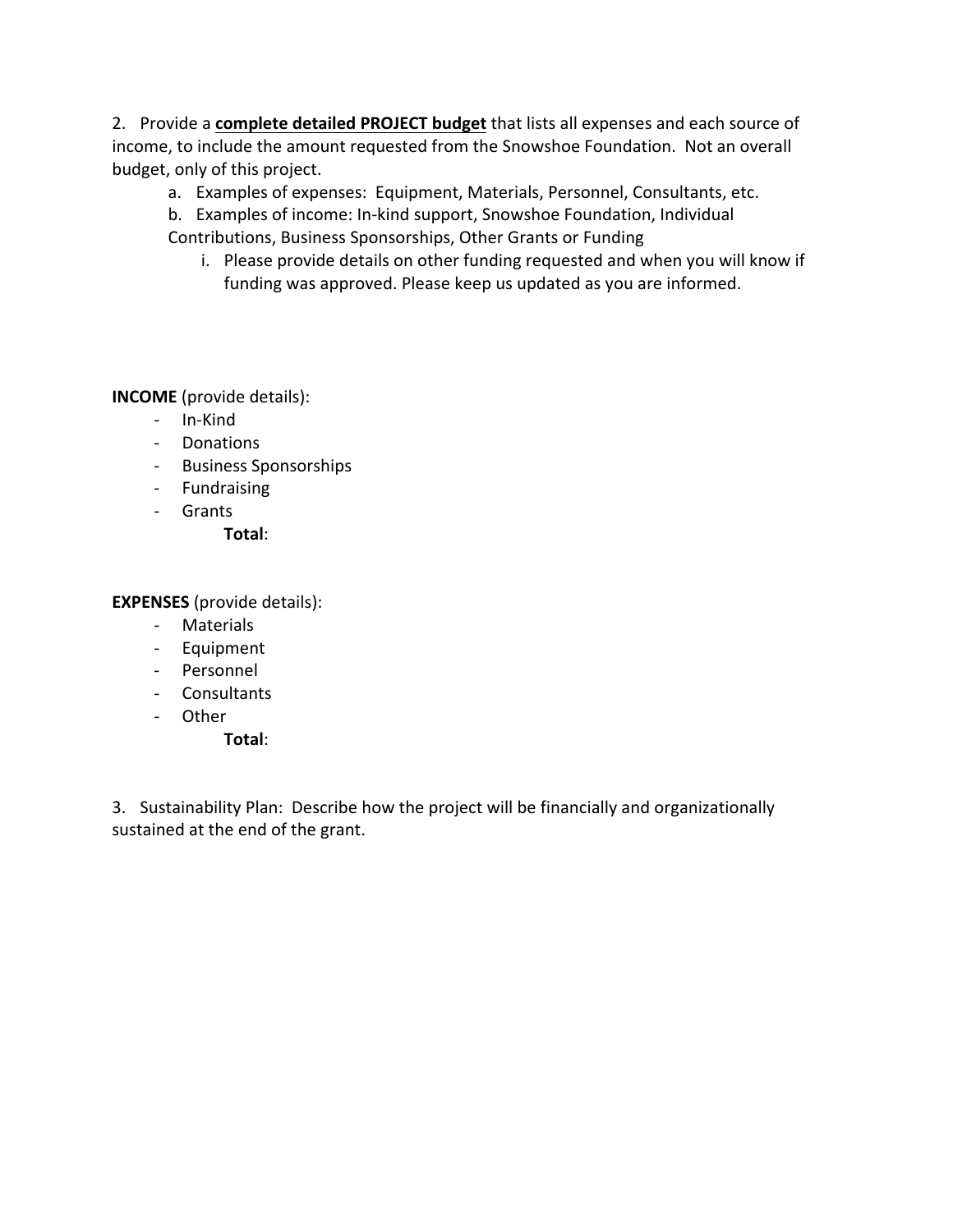2. Provide a **complete detailed PROJECT budget** that lists all expenses and each source of income, to include the amount requested from the Snowshoe Foundation. Not an overall budget, only of this project.

   a. Examples of expenses: Equipment, Materials, Personnel, Consultants, etc.

   b. Examples of income: In-kind support, Snowshoe Foundation, Individual Contributions, Business Sponsorships, Other Grants or Funding

      i. Please provide details on other funding requested and when you will know if funding was approved. Please keep us updated as you are informed.

**INCOME** (provide details):

- In-Kind
- Donations
- Business Sponsorships
- Fundraising
- Grants

  **Total**:

**EXPENSES** (provide details):

- Materials
- Equipment
- Personnel
- Consultants
- Other

  **Total**:

3. Sustainability Plan: Describe how the project will be financially and organizationally sustained at the end of the grant.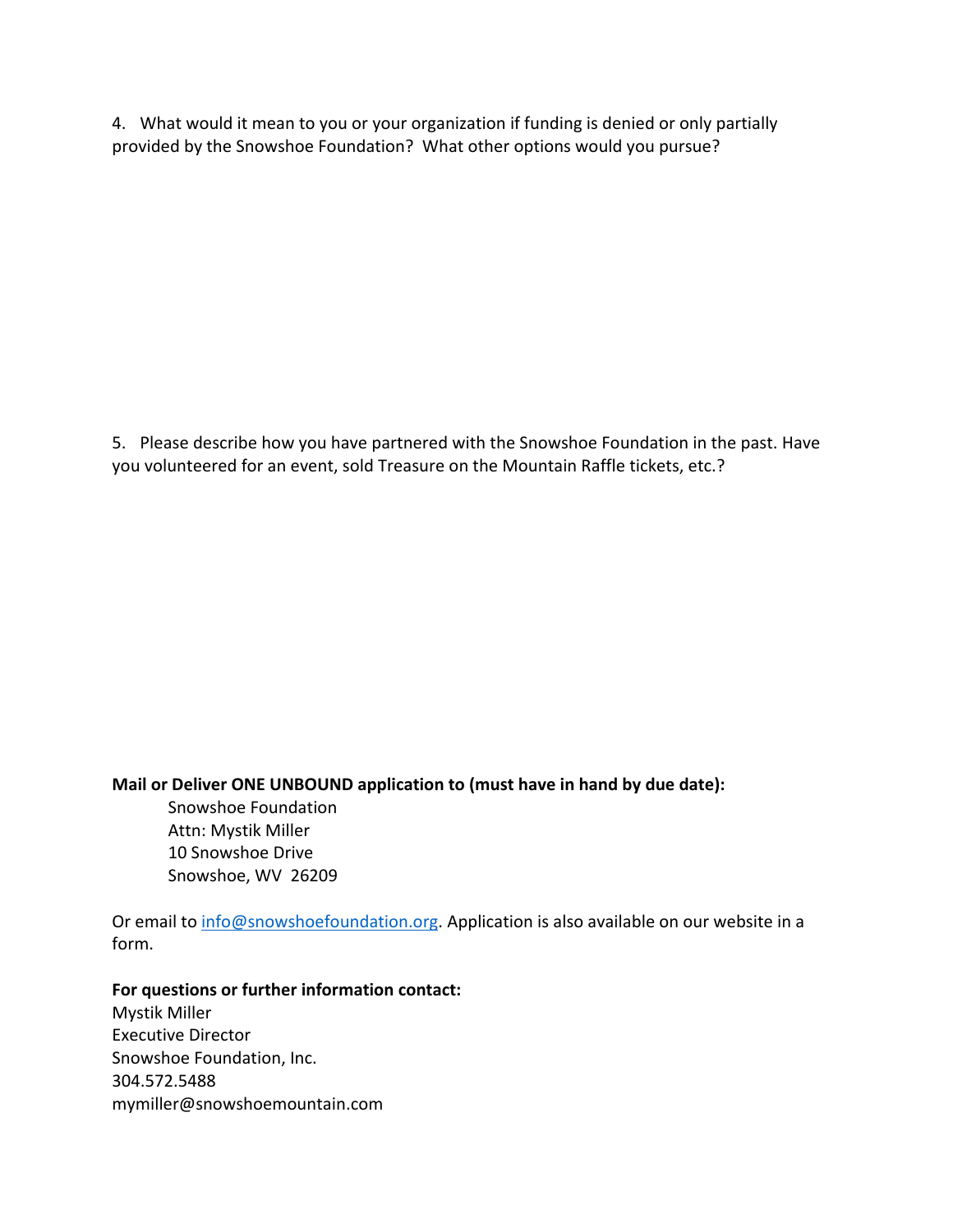4. What would it mean to you or your organization if funding is denied or only partially provided by the Snowshoe Foundation? What other options would you pursue?

5. Please describe how you have partnered with the Snowshoe Foundation in the past. Have you volunteered for an event, sold Treasure on the Mountain Raffle tickets, etc.?

**Mail or Deliver ONE UNBOUND application to (must have in hand by due date):**

Snowshoe Foundation
Attn: Mystik Miller
10 Snowshoe Drive
Snowshoe, WV 26209

Or email to info@snowshoefoundation.org. Application is also available on our website in a form.

**For questions or further information contact:**
Mystik Miller
Executive Director
Snowshoe Foundation, Inc.
304.572.5488
mymiller@snowshoemountain.com